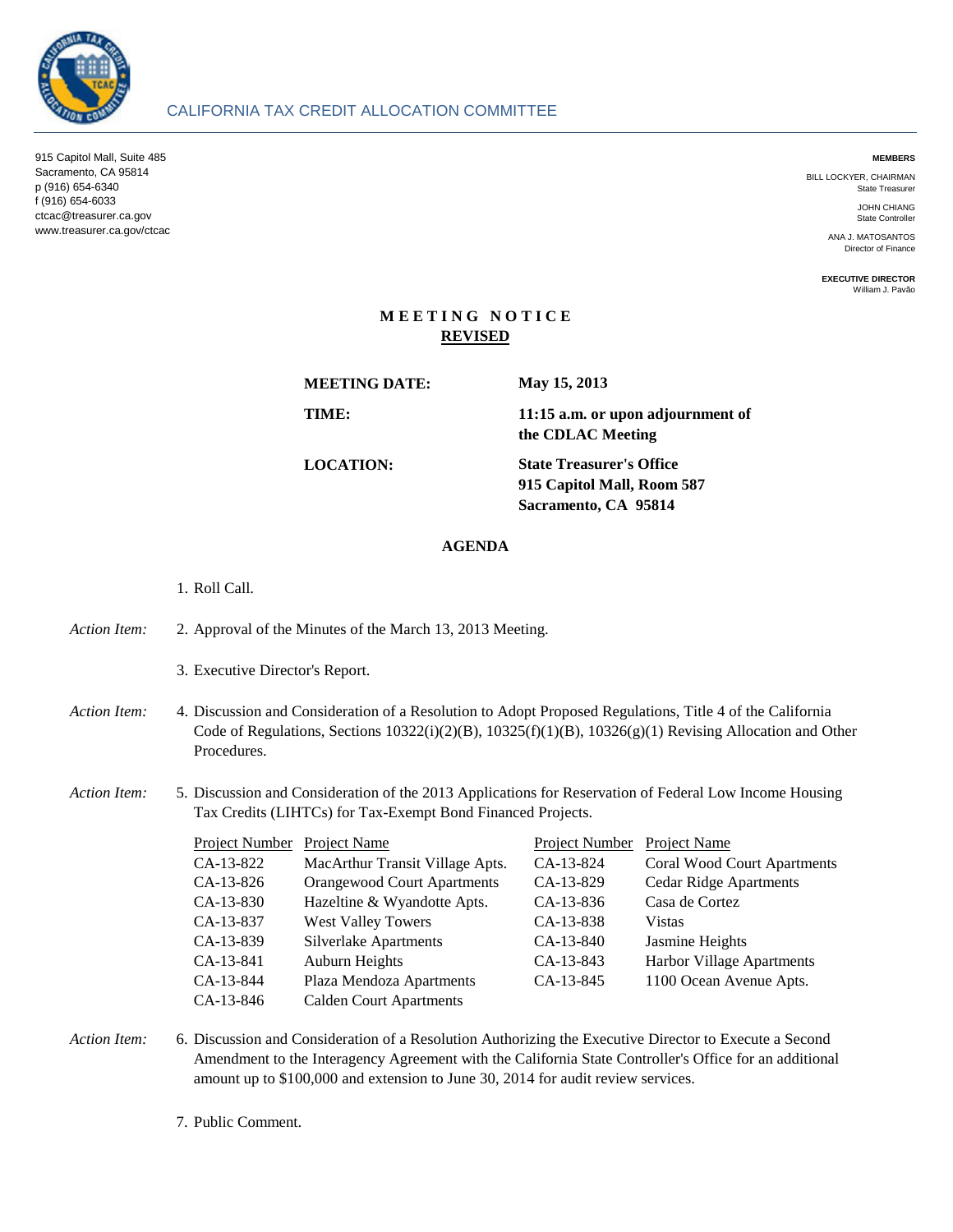CALIFORNIA TAX CREDIT ALLOCATION COMMITTEE

915 Capitol Mall, Suite 485
Sacramento, CA 95814
p (916) 654-6340
f (916) 654-6033
ctcac@treasurer.ca.gov
www.treasurer.ca.gov/ctcac

**MEMBERS**

BILL LOCKYER, CHAIRMAN
State Treasurer

JOHN CHIANG
State Controller

ANA J. MATOSANTOS
Director of Finance

**EXECUTIVE DIRECTOR**
William J. Pavão

# MEETING NOTICE

## REVISED

**MEETING DATE:** **May 15, 2013**

**TIME:** **11:15 a.m. or upon adjournment of the CDLAC Meeting**

**LOCATION:** **State Treasurer's Office**
**915 Capitol Mall, Room 587**
**Sacramento, CA 95814**

## AGENDA

1. Roll Call.

*Action Item:* 2. Approval of the Minutes of the March 13, 2013 Meeting.

3. Executive Director's Report.

*Action Item:* 4. Discussion and Consideration of a Resolution to Adopt Proposed Regulations, Title 4 of the California Code of Regulations, Sections 10322(i)(2)(B), 10325(f)(1)(B), 10326(g)(1) Revising Allocation and Other Procedures.

*Action Item:* 5. Discussion and Consideration of the 2013 Applications for Reservation of Federal Low Income Housing Tax Credits (LIHTCs) for Tax-Exempt Bond Financed Projects.

| Project Number | Project Name | Project Number | Project Name |
|---|---|---|---|
| CA-13-822 | MacArthur Transit Village Apts. | CA-13-824 | Coral Wood Court Apartments |
| CA-13-826 | Orangewood Court Apartments | CA-13-829 | Cedar Ridge Apartments |
| CA-13-830 | Hazeltine & Wyandotte Apts. | CA-13-836 | Casa de Cortez |
| CA-13-837 | West Valley Towers | CA-13-838 | Vistas |
| CA-13-839 | Silverlake Apartments | CA-13-840 | Jasmine Heights |
| CA-13-841 | Auburn Heights | CA-13-843 | Harbor Village Apartments |
| CA-13-844 | Plaza Mendoza Apartments | CA-13-845 | 1100 Ocean Avenue Apts. |
| CA-13-846 | Calden Court Apartments | | |

*Action Item:* 6. Discussion and Consideration of a Resolution Authorizing the Executive Director to Execute a Second Amendment to the Interagency Agreement with the California State Controller's Office for an additional amount up to $100,000 and extension to June 30, 2014 for audit review services.

7. Public Comment.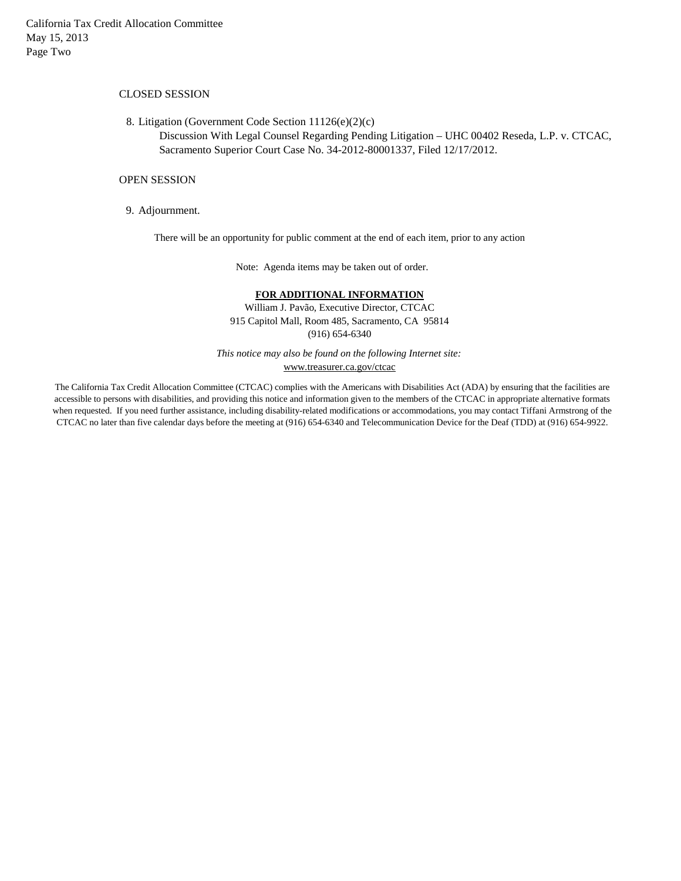CLOSED SESSION

8. Litigation (Government Code Section 11126(e)(2)(c)
   Discussion With Legal Counsel Regarding Pending Litigation – UHC 00402 Reseda, L.P. v. CTCAC, Sacramento Superior Court Case No. 34-2012-80001337, Filed 12/17/2012.

OPEN SESSION

9. Adjournment.

There will be an opportunity for public comment at the end of each item, prior to any action

Note: Agenda items may be taken out of order.

**FOR ADDITIONAL INFORMATION**

William J. Pavão, Executive Director, CTCAC
915 Capitol Mall, Room 485, Sacramento, CA 95814
(916) 654-6340

*This notice may also be found on the following Internet site:*
www.treasurer.ca.gov/ctcac

The California Tax Credit Allocation Committee (CTCAC) complies with the Americans with Disabilities Act (ADA) by ensuring that the facilities are accessible to persons with disabilities, and providing this notice and information given to the members of the CTCAC in appropriate alternative formats when requested. If you need further assistance, including disability-related modifications or accommodations, you may contact Tiffani Armstrong of the CTCAC no later than five calendar days before the meeting at (916) 654-6340 and Telecommunication Device for the Deaf (TDD) at (916) 654-9922.